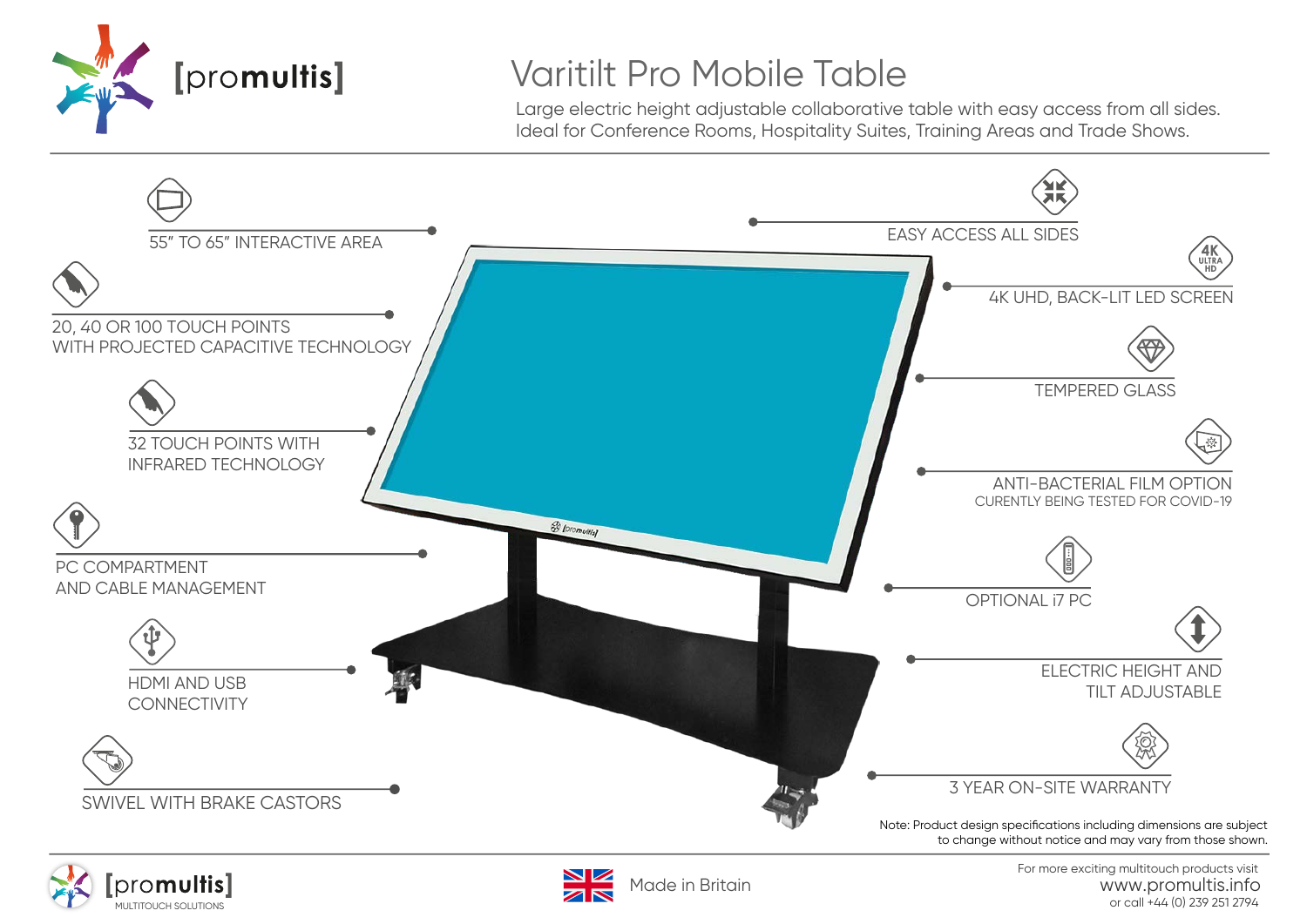[promultis]

# Varitilt Pro Mobile Table

Large electric height adjustable collaborative table with easy access from all sides.
Ideal for Conference Rooms, Hospitality Suites, Training Areas and Trade Shows.

- 55" TO 65" INTERACTIVE AREA
- 20, 40 OR 100 TOUCH POINTS WITH PROJECTED CAPACITIVE TECHNOLOGY
- 32 TOUCH POINTS WITH INFRARED TECHNOLOGY
- PC COMPARTMENT AND CABLE MANAGEMENT
- HDMI AND USB CONNECTIVITY
- SWIVEL WITH BRAKE CASTORS
- EASY ACCESS ALL SIDES
- 4K UHD, BACK-LIT LED SCREEN
- TEMPERED GLASS
- ANTI-BACTERIAL FILM OPTION
  CURENTLY BEING TESTED FOR COVID-19
- OPTIONAL i7 PC
- ELECTRIC HEIGHT AND TILT ADJUSTABLE
- 3 YEAR ON-SITE WARRANTY

Note: Product design specifications including dimensions are subject to change without notice and may vary from those shown.

[promultis] MULTITOUCH SOLUTIONS

Made in Britain

For more exciting multitouch products visit
www.promultis.info
or call +44 (0) 239 251 2794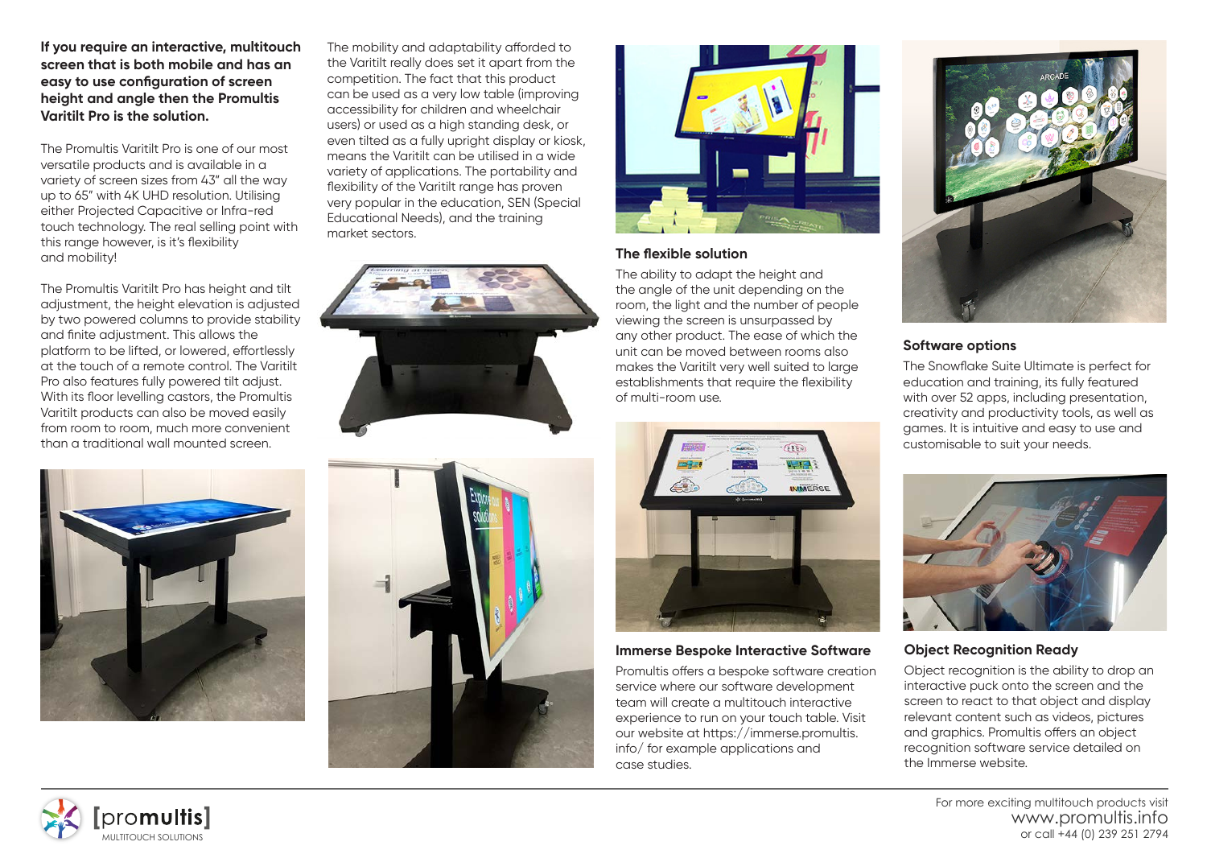**If you require an interactive, multitouch screen that is both mobile and has an easy to use configuration of screen height and angle then the Promultis Varitilt Pro is the solution.**

The Promultis Varitilt Pro is one of our most versatile products and is available in a variety of screen sizes from 43" all the way up to 65" with 4K UHD resolution. Utilising either Projected Capacitive or Infra-red touch technology. The real selling point with this range however, is it's flexibility and mobility!

The Promultis Varitilt Pro has height and tilt adjustment, the height elevation is adjusted by two powered columns to provide stability and finite adjustment. This allows the platform to be lifted, or lowered, effortlessly at the touch of a remote control. The Varitilt Pro also features fully powered tilt adjust. With its floor levelling castors, the Promultis Varitilt products can also be moved easily from room to room, much more convenient than a traditional wall mounted screen.

The mobility and adaptability afforded to the Varitilt really does set it apart from the competition. The fact that this product can be used as a very low table (improving accessibility for children and wheelchair users) or used as a high standing desk, or even tilted as a fully upright display or kiosk, means the Varitilt can be utilised in a wide variety of applications. The portability and flexibility of the Varitilt range has proven very popular in the education, SEN (Special Educational Needs), and the training market sectors.

### The flexible solution

The ability to adapt the height and the angle of the unit depending on the room, the light and the number of people viewing the screen is unsurpassed by any other product. The ease of which the unit can be moved between rooms also makes the Varitilt very well suited to large establishments that require the flexibility of multi-room use.

### Immerse Bespoke Interactive Software

Promultis offers a bespoke software creation service where our software development team will create a multitouch interactive experience to run on your touch table. Visit our website at https://immerse.promultis.info/ for example applications and case studies.

### Software options

The Snowflake Suite Ultimate is perfect for education and training, its fully featured with over 52 apps, including presentation, creativity and productivity tools, as well as games. It is intuitive and easy to use and customisable to suit your needs.

### Object Recognition Ready

Object recognition is the ability to drop an interactive puck onto the screen and the screen to react to that object and display relevant content such as videos, pictures and graphics. Promultis offers an object recognition software service detailed on the Immerse website.

[promultis] MULTITOUCH SOLUTIONS

For more exciting multitouch products visit
www.promultis.info
or call +44 (0) 239 251 2794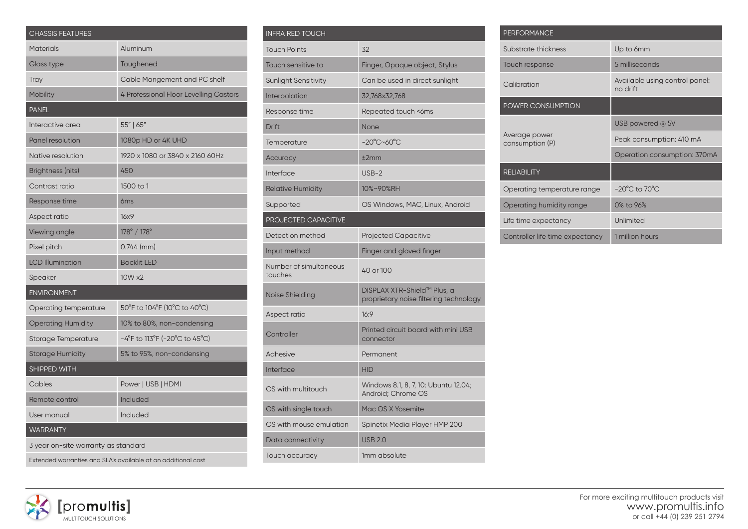| CHASSIS FEATURES | |
|---|---|
| Materials | Aluminum |
| Glass type | Toughened |
| Tray | Cable Mangement and PC shelf |
| Mobility | 4 Professional Floor Levelling Castors |
| **PANEL** | |
| Interactive area | 55" \| 65" |
| Panel resolution | 1080p HD or 4K UHD |
| Native resolution | 1920 x 1080 or 3840 x 2160 60Hz |
| Brightness (nits) | 450 |
| Contrast ratio | 1500 to 1 |
| Response time | 6ms |
| Aspect ratio | 16x9 |
| Viewing angle | 178° / 178° |
| Pixel pitch | 0.744 (mm) |
| LCD Illumination | Backlit LED |
| Speaker | 10W x2 |
| **ENVIRONMENT** | |
| Operating temperature | 50°F to 104°F (10°C to 40°C) |
| Operating Humidity | 10% to 80%, non-condensing |
| Storage Temperature | -4°F to 113°F (-20°C to 45°C) |
| Storage Humidity | 5% to 95%, non-condensing |
| **SHIPPED WITH** | |
| Cables | Power \| USB \| HDMI |
| Remote control | Included |
| User manual | Included |
| **WARRANTY** | |
| 3 year on-site warranty as standard | |
| Extended warranties and SLA's available at an additional cost | |

| INFRA RED TOUCH | |
|---|---|
| Touch Points | 32 |
| Touch sensitive to | Finger, Opaque object, Stylus |
| Sunlight Sensitivity | Can be used in direct sunlight |
| Interpolation | 32,768x32,768 |
| Response time | Repeated touch <6ms |
| Drift | None |
| Temperature | -20°C~60°C |
| Accuracy | ±2mm |
| Interface | USB-2 |
| Relative Humidity | 10%~90%RH |
| Supported | OS Windows, MAC, Linux, Android |
| **PROJECTED CAPACITIVE** | |
| Detection method | Projected Capacitive |
| Input method | Finger and gloved finger |
| Number of simultaneous touches | 40 or 100 |
| Noise Shielding | DISPLAX XTR-Shield™ Plus, a proprietary noise filtering technology |
| Aspect ratio | 16:9 |
| Controller | Printed circuit board with mini USB connector |
| Adhesive | Permanent |
| Interface | HID |
| OS with multitouch | Windows 8.1, 8, 7, 10: Ubuntu 12.04; Android; Chrome OS |
| OS with single touch | Mac OS X Yosemite |
| OS with mouse emulation | Spinetix Media Player HMP 200 |
| Data connectivity | USB 2.0 |
| Touch accuracy | 1mm absolute |

| PERFORMANCE | |
|---|---|
| Substrate thickness | Up to 6mm |
| Touch response | 5 milliseconds |
| Calibration | Available using control panel: no drift |
| **POWER CONSUMPTION** | |
| Average power consumption (P) | USB powered @ 5V |
| | Peak consumption: 410 mA |
| | Operation consumption: 370mA |
| **RELIABILITY** | |
| Operating temperature range | -20°C to 70°C |
| Operating humidity range | 0% to 96% |
| Life time expectancy | Unlimited |
| Controller life time expectancy | 1 million hours |

[promultis] MULTITOUCH SOLUTIONS

For more exciting multitouch products visit
www.promultis.info
or call +44 (0) 239 251 2794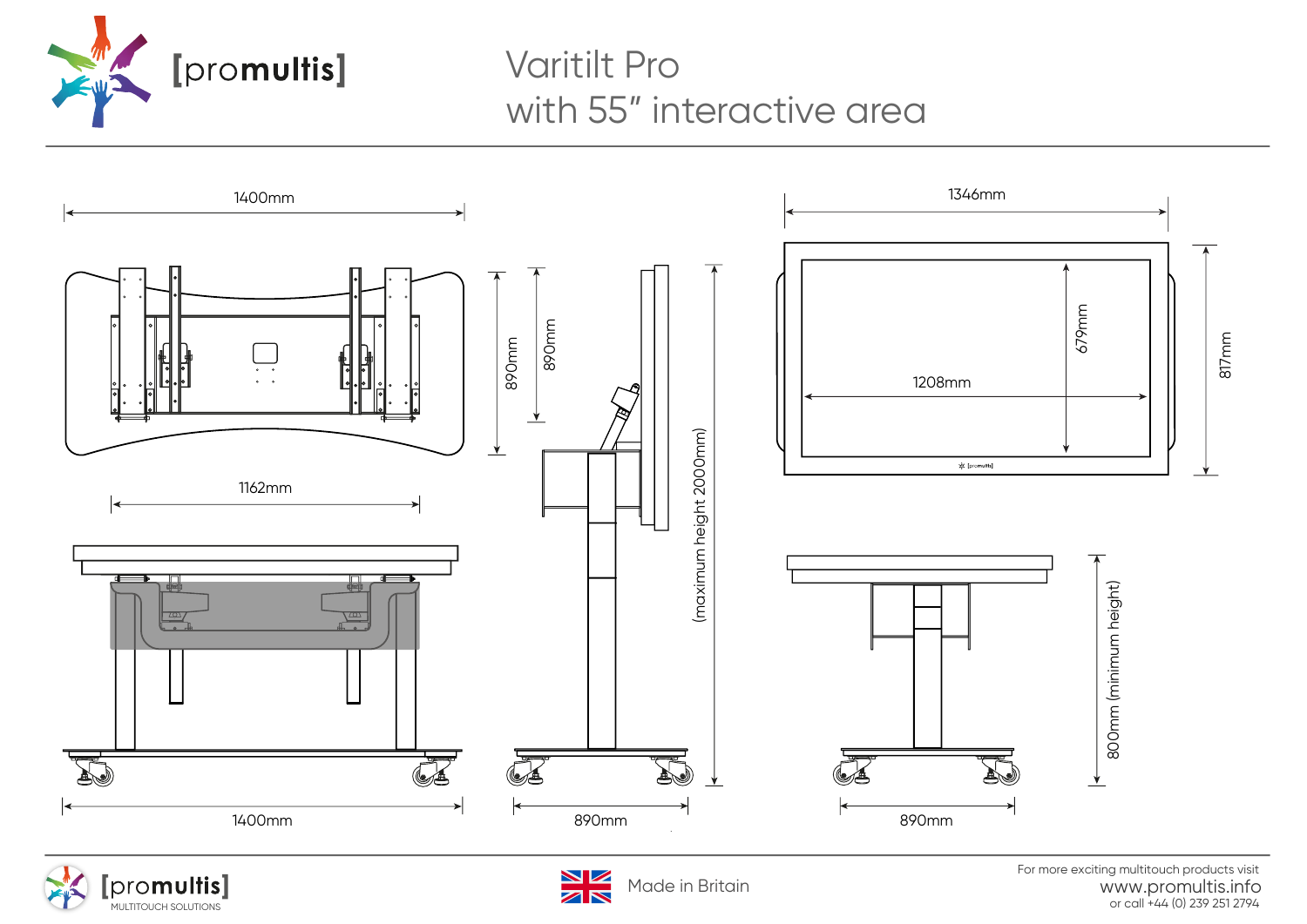# Varitilt Pro with 55" interactive area

1400mm

890mm

890mm

1162mm

(maximum height 2000mm)

1346mm

679mm

1208mm

817mm

800mm (minimum height)

1400mm

890mm

890mm

Made in Britain

For more exciting multitouch products visit
www.promultis.info
or call +44 (0) 239 251 2794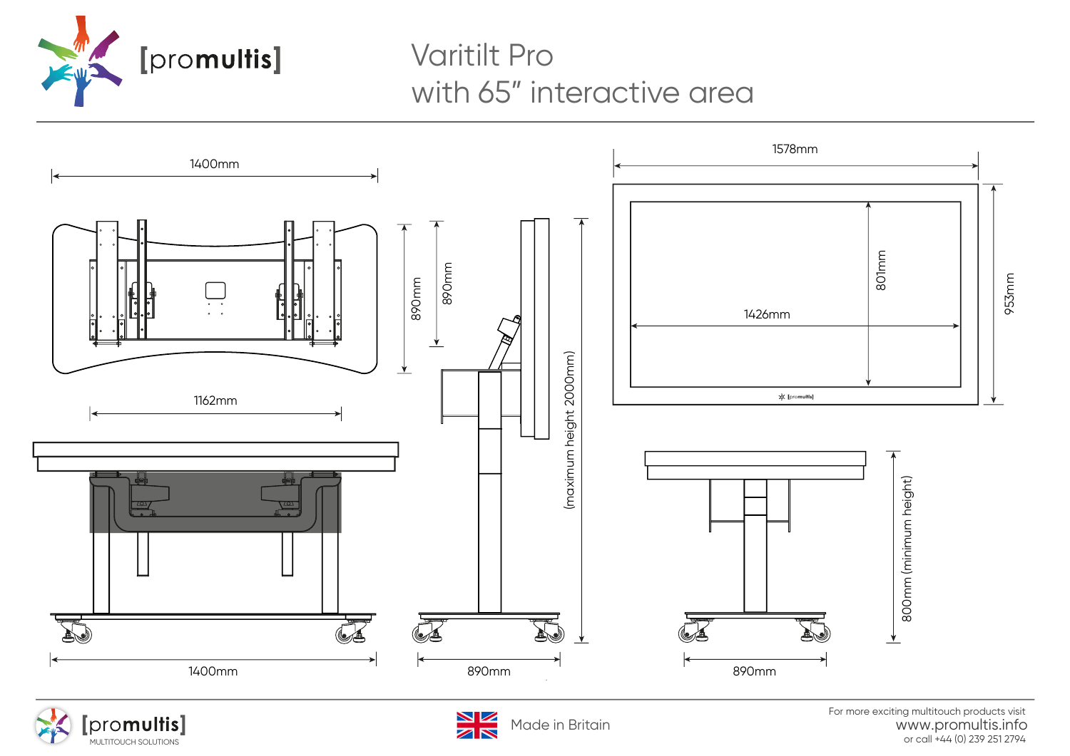[promultis]

# Varitilt Pro
# with 65" interactive area

1400mm

890mm

890mm

1162mm

(maximum height 2000mm)

1578mm

801mm

1426mm

953mm

[promultis]

800mm (minimum height)

1400mm

890mm

890mm

[promultis]
MULTITOUCH SOLUTIONS

Made in Britain

For more exciting multitouch products visit
www.promultis.info
or call +44 (0) 239 251 2794